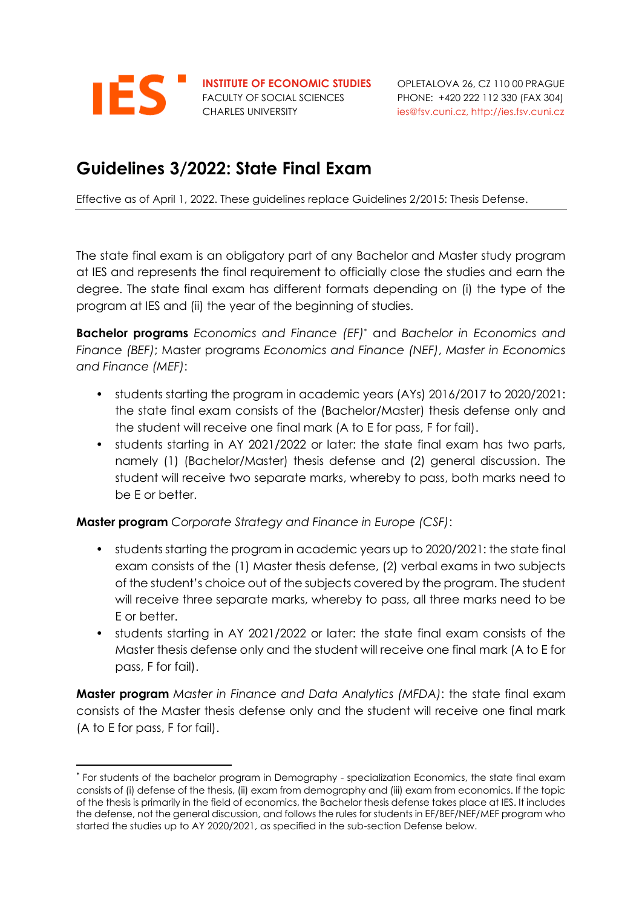IES

**INSTITUTE OF ECONOMIC STUDIES**
FACULTY OF SOCIAL SCIENCES
CHARLES UNIVERSITY

OPLETALOVA 26, CZ 110 00 PRAGUE
PHONE: +420 222 112 330 (FAX 304)
ies@fsv.cuni.cz, http://ies.fsv.cuni.cz

# Guidelines 3/2022: State Final Exam

Effective as of April 1, 2022. These guidelines replace Guidelines 2/2015: Thesis Defense.

The state final exam is an obligatory part of any Bachelor and Master study program at IES and represents the final requirement to officially close the studies and earn the degree. The state final exam has different formats depending on (i) the type of the program at IES and (ii) the year of the beginning of studies.

**Bachelor programs** *Economics and Finance (EF)*[*] and *Bachelor in Economics and Finance (BEF)*; Master programs *Economics and Finance (NEF)*, *Master in Economics and Finance (MEF)*:

- students starting the program in academic years (AYs) 2016/2017 to 2020/2021: the state final exam consists of the (Bachelor/Master) thesis defense only and the student will receive one final mark (A to E for pass, F for fail).
- students starting in AY 2021/2022 or later: the state final exam has two parts, namely (1) (Bachelor/Master) thesis defense and (2) general discussion. The student will receive two separate marks, whereby to pass, both marks need to be E or better.

**Master program** *Corporate Strategy and Finance in Europe (CSF)*:

- students starting the program in academic years up to 2020/2021: the state final exam consists of the (1) Master thesis defense, (2) verbal exams in two subjects of the student's choice out of the subjects covered by the program. The student will receive three separate marks, whereby to pass, all three marks need to be E or better.
- students starting in AY 2021/2022 or later: the state final exam consists of the Master thesis defense only and the student will receive one final mark (A to E for pass, F for fail).

**Master program** *Master in Finance and Data Analytics (MFDA)*: the state final exam consists of the Master thesis defense only and the student will receive one final mark (A to E for pass, F for fail).

---

[*] For students of the bachelor program in Demography - specialization Economics, the state final exam consists of (i) defense of the thesis, (ii) exam from demography and (iii) exam from economics. If the topic of the thesis is primarily in the field of economics, the Bachelor thesis defense takes place at IES. It includes the defense, not the general discussion, and follows the rules for students in EF/BEF/NEF/MEF program who started the studies up to AY 2020/2021, as specified in the sub-section Defense below.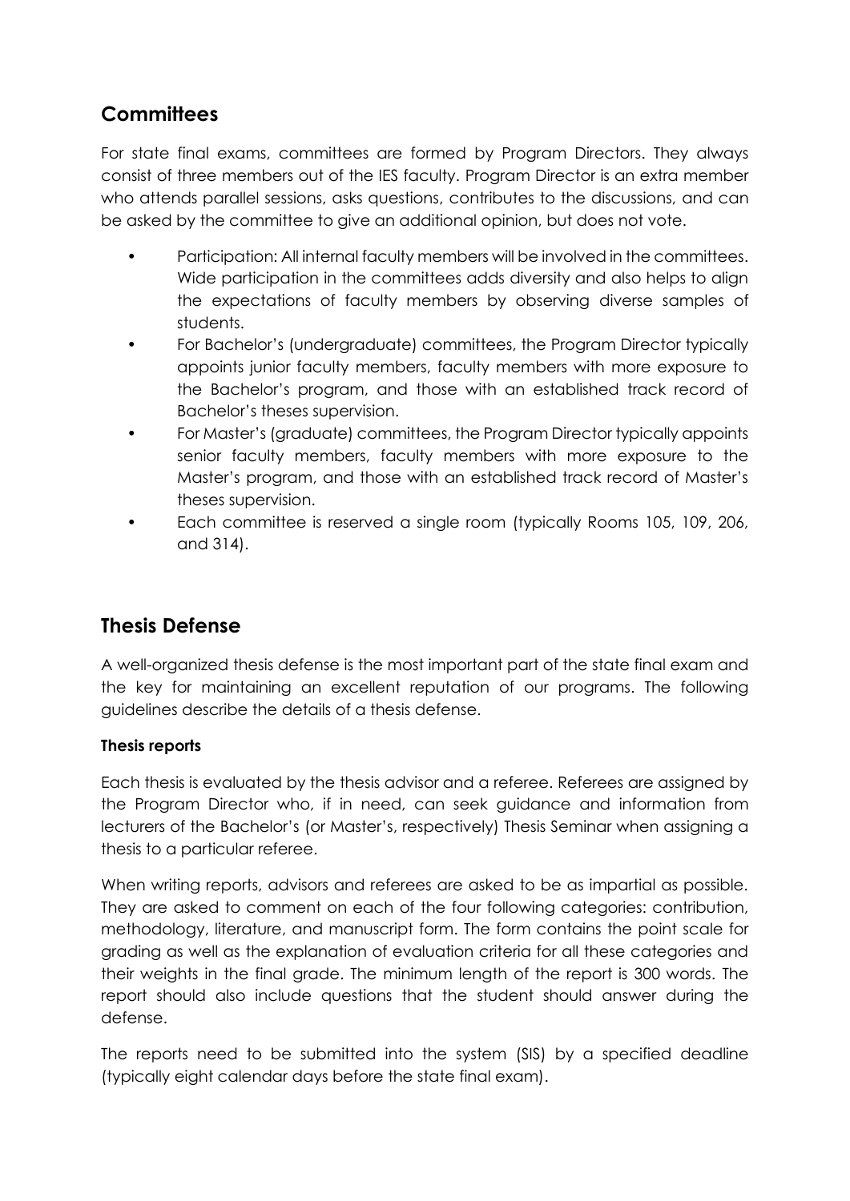## Committees

For state final exams, committees are formed by Program Directors. They always consist of three members out of the IES faculty. Program Director is an extra member who attends parallel sessions, asks questions, contributes to the discussions, and can be asked by the committee to give an additional opinion, but does not vote.

- Participation: All internal faculty members will be involved in the committees. Wide participation in the committees adds diversity and also helps to align the expectations of faculty members by observing diverse samples of students.
- For Bachelor's (undergraduate) committees, the Program Director typically appoints junior faculty members, faculty members with more exposure to the Bachelor's program, and those with an established track record of Bachelor's theses supervision.
- For Master's (graduate) committees, the Program Director typically appoints senior faculty members, faculty members with more exposure to the Master's program, and those with an established track record of Master's theses supervision.
- Each committee is reserved a single room (typically Rooms 105, 109, 206, and 314).

## Thesis Defense

A well-organized thesis defense is the most important part of the state final exam and the key for maintaining an excellent reputation of our programs. The following guidelines describe the details of a thesis defense.

### Thesis reports

Each thesis is evaluated by the thesis advisor and a referee. Referees are assigned by the Program Director who, if in need, can seek guidance and information from lecturers of the Bachelor's (or Master's, respectively) Thesis Seminar when assigning a thesis to a particular referee.

When writing reports, advisors and referees are asked to be as impartial as possible. They are asked to comment on each of the four following categories: contribution, methodology, literature, and manuscript form. The form contains the point scale for grading as well as the explanation of evaluation criteria for all these categories and their weights in the final grade. The minimum length of the report is 300 words. The report should also include questions that the student should answer during the defense.

The reports need to be submitted into the system (SIS) by a specified deadline (typically eight calendar days before the state final exam).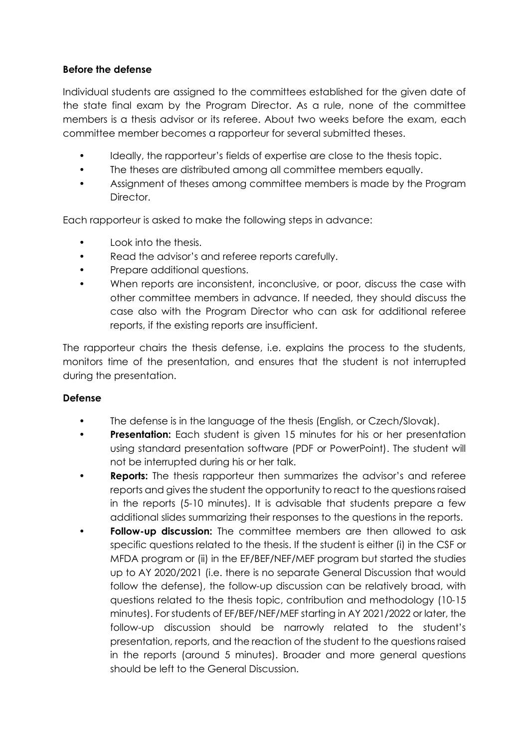**Before the defense**

Individual students are assigned to the committees established for the given date of the state final exam by the Program Director. As a rule, none of the committee members is a thesis advisor or its referee. About two weeks before the exam, each committee member becomes a rapporteur for several submitted theses.

- Ideally, the rapporteur's fields of expertise are close to the thesis topic.
- The theses are distributed among all committee members equally.
- Assignment of theses among committee members is made by the Program Director.

Each rapporteur is asked to make the following steps in advance:

- Look into the thesis.
- Read the advisor's and referee reports carefully.
- Prepare additional questions.
- When reports are inconsistent, inconclusive, or poor, discuss the case with other committee members in advance. If needed, they should discuss the case also with the Program Director who can ask for additional referee reports, if the existing reports are insufficient.

The rapporteur chairs the thesis defense, i.e. explains the process to the students, monitors time of the presentation, and ensures that the student is not interrupted during the presentation.

**Defense**

- The defense is in the language of the thesis (English, or Czech/Slovak).
- **Presentation:** Each student is given 15 minutes for his or her presentation using standard presentation software (PDF or PowerPoint). The student will not be interrupted during his or her talk.
- **Reports:** The thesis rapporteur then summarizes the advisor's and referee reports and gives the student the opportunity to react to the questions raised in the reports (5-10 minutes). It is advisable that students prepare a few additional slides summarizing their responses to the questions in the reports.
- **Follow-up discussion:** The committee members are then allowed to ask specific questions related to the thesis. If the student is either (i) in the CSF or MFDA program or (ii) in the EF/BEF/NEF/MEF program but started the studies up to AY 2020/2021 (i.e. there is no separate General Discussion that would follow the defense), the follow-up discussion can be relatively broad, with questions related to the thesis topic, contribution and methodology (10-15 minutes). For students of EF/BEF/NEF/MEF starting in AY 2021/2022 or later, the follow-up discussion should be narrowly related to the student's presentation, reports, and the reaction of the student to the questions raised in the reports (around 5 minutes). Broader and more general questions should be left to the General Discussion.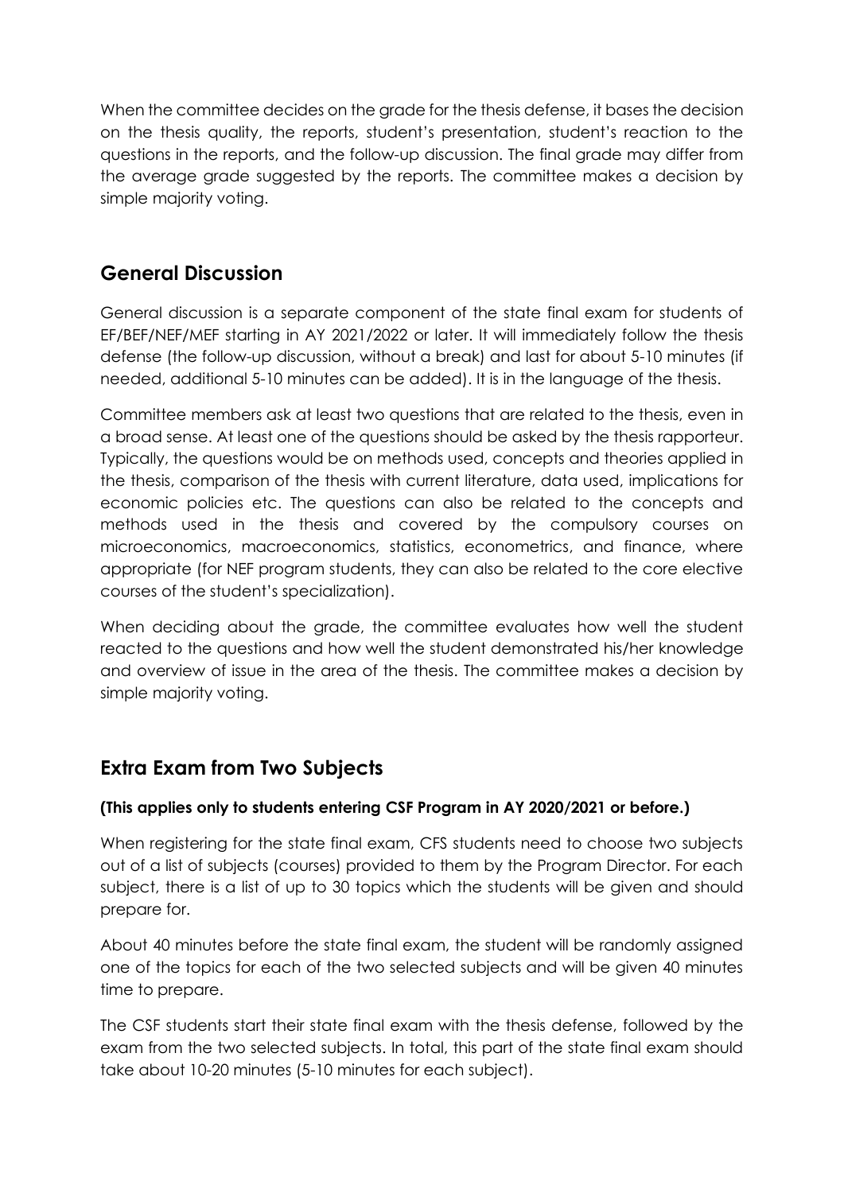When the committee decides on the grade for the thesis defense, it bases the decision on the thesis quality, the reports, student's presentation, student's reaction to the questions in the reports, and the follow-up discussion. The final grade may differ from the average grade suggested by the reports. The committee makes a decision by simple majority voting.

## General Discussion

General discussion is a separate component of the state final exam for students of EF/BEF/NEF/MEF starting in AY 2021/2022 or later. It will immediately follow the thesis defense (the follow-up discussion, without a break) and last for about 5-10 minutes (if needed, additional 5-10 minutes can be added). It is in the language of the thesis.

Committee members ask at least two questions that are related to the thesis, even in a broad sense. At least one of the questions should be asked by the thesis rapporteur. Typically, the questions would be on methods used, concepts and theories applied in the thesis, comparison of the thesis with current literature, data used, implications for economic policies etc. The questions can also be related to the concepts and methods used in the thesis and covered by the compulsory courses on microeconomics, macroeconomics, statistics, econometrics, and finance, where appropriate (for NEF program students, they can also be related to the core elective courses of the student's specialization).

When deciding about the grade, the committee evaluates how well the student reacted to the questions and how well the student demonstrated his/her knowledge and overview of issue in the area of the thesis. The committee makes a decision by simple majority voting.

## Extra Exam from Two Subjects

**(This applies only to students entering CSF Program in AY 2020/2021 or before.)**

When registering for the state final exam, CFS students need to choose two subjects out of a list of subjects (courses) provided to them by the Program Director. For each subject, there is a list of up to 30 topics which the students will be given and should prepare for.

About 40 minutes before the state final exam, the student will be randomly assigned one of the topics for each of the two selected subjects and will be given 40 minutes time to prepare.

The CSF students start their state final exam with the thesis defense, followed by the exam from the two selected subjects. In total, this part of the state final exam should take about 10-20 minutes (5-10 minutes for each subject).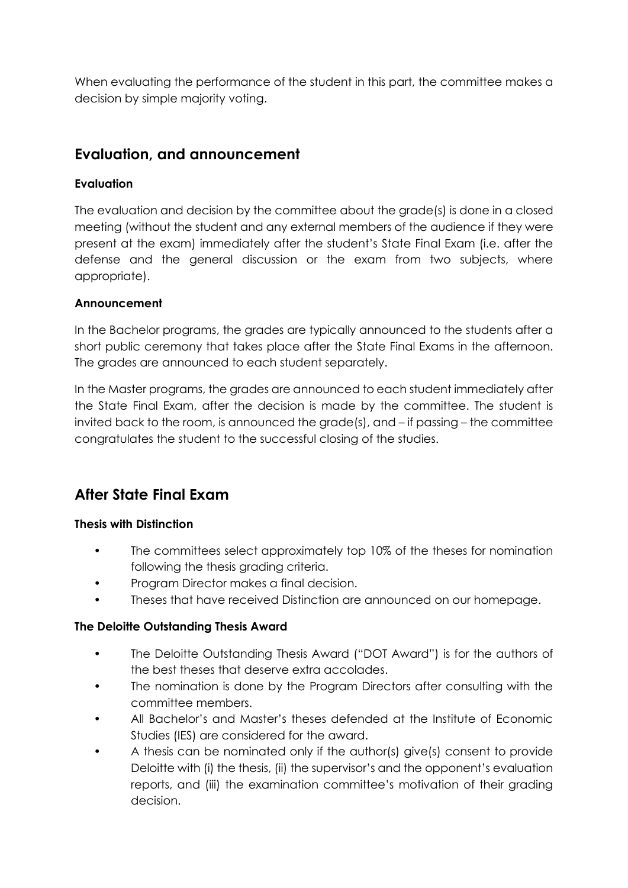When evaluating the performance of the student in this part, the committee makes a decision by simple majority voting.

## Evaluation, and announcement

### Evaluation

The evaluation and decision by the committee about the grade(s) is done in a closed meeting (without the student and any external members of the audience if they were present at the exam) immediately after the student's State Final Exam (i.e. after the defense and the general discussion or the exam from two subjects, where appropriate).

### Announcement

In the Bachelor programs, the grades are typically announced to the students after a short public ceremony that takes place after the State Final Exams in the afternoon. The grades are announced to each student separately.

In the Master programs, the grades are announced to each student immediately after the State Final Exam, after the decision is made by the committee. The student is invited back to the room, is announced the grade(s), and – if passing – the committee congratulates the student to the successful closing of the studies.

## After State Final Exam

### Thesis with Distinction

- The committees select approximately top 10% of the theses for nomination following the thesis grading criteria.
- Program Director makes a final decision.
- Theses that have received Distinction are announced on our homepage.

### The Deloitte Outstanding Thesis Award

- The Deloitte Outstanding Thesis Award ("DOT Award") is for the authors of the best theses that deserve extra accolades.
- The nomination is done by the Program Directors after consulting with the committee members.
- All Bachelor's and Master's theses defended at the Institute of Economic Studies (IES) are considered for the award.
- A thesis can be nominated only if the author(s) give(s) consent to provide Deloitte with (i) the thesis, (ii) the supervisor's and the opponent's evaluation reports, and (iii) the examination committee's motivation of their grading decision.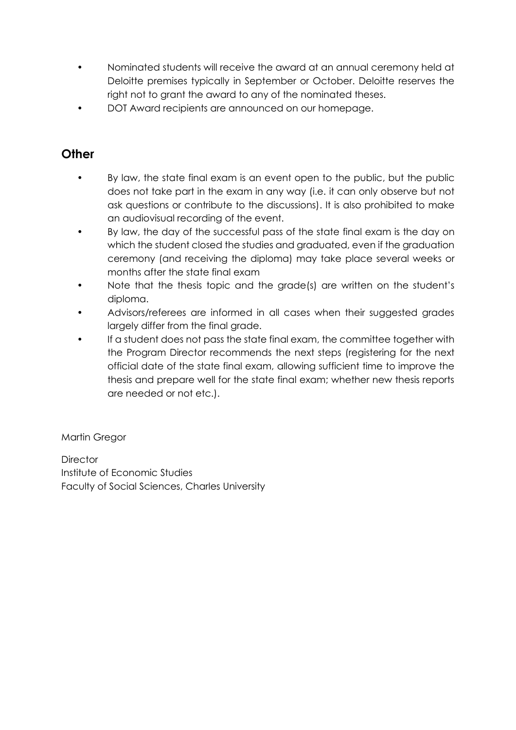- Nominated students will receive the award at an annual ceremony held at Deloitte premises typically in September or October. Deloitte reserves the right not to grant the award to any of the nominated theses.
- DOT Award recipients are announced on our homepage.

## Other

- By law, the state final exam is an event open to the public, but the public does not take part in the exam in any way (i.e. it can only observe but not ask questions or contribute to the discussions). It is also prohibited to make an audiovisual recording of the event.
- By law, the day of the successful pass of the state final exam is the day on which the student closed the studies and graduated, even if the graduation ceremony (and receiving the diploma) may take place several weeks or months after the state final exam
- Note that the thesis topic and the grade(s) are written on the student's diploma.
- Advisors/referees are informed in all cases when their suggested grades largely differ from the final grade.
- If a student does not pass the state final exam, the committee together with the Program Director recommends the next steps (registering for the next official date of the state final exam, allowing sufficient time to improve the thesis and prepare well for the state final exam; whether new thesis reports are needed or not etc.).

Martin Gregor

Director
Institute of Economic Studies
Faculty of Social Sciences, Charles University